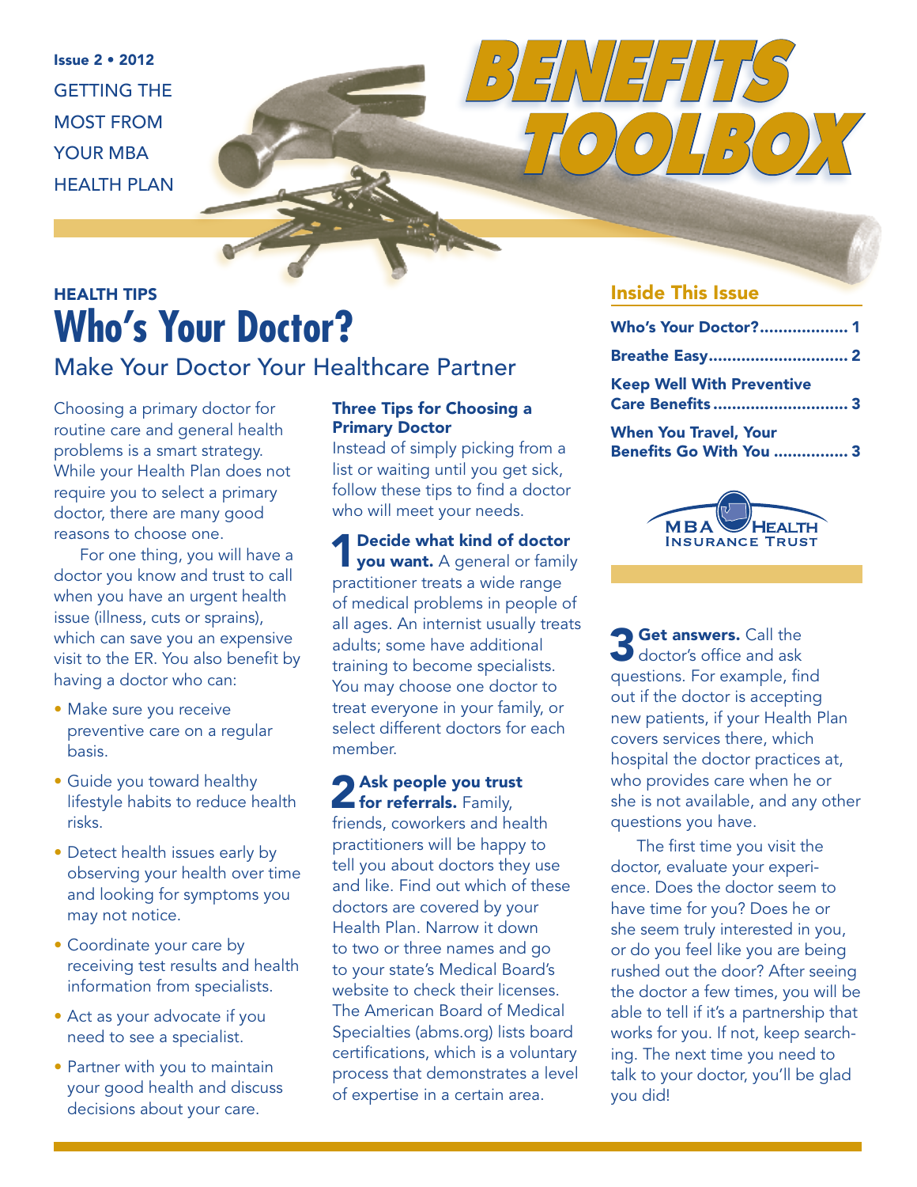Issue 2 • 2012

GETTING THE MOST FROM YOUR MBA HEALTH PLAN

# BENEFITS TOOLBOX

## Inside This Issue

- Who's Your Doctor? ................... 1
- Breathe Easy ............................. 2
- Keep Well With Preventive Care Benefits ............................. 3
- When You Travel, Your Benefits Go With You ................ 3

MBA HEALTH INSURANCE TRUST

HEALTH TIPS

# Who's Your Doctor?

## Make Your Doctor Your Healthcare Partner

Choosing a primary doctor for routine care and general health problems is a smart strategy. While your Health Plan does not require you to select a primary doctor, there are many good reasons to choose one.

For one thing, you will have a doctor you know and trust to call when you have an urgent health issue (illness, cuts or sprains), which can save you an expensive visit to the ER. You also benefit by having a doctor who can:

- Make sure you receive preventive care on a regular basis.
- Guide you toward healthy lifestyle habits to reduce health risks.
- Detect health issues early by observing your health over time and looking for symptoms you may not notice.
- Coordinate your care by receiving test results and health information from specialists.
- Act as your advocate if you need to see a specialist.
- Partner with you to maintain your good health and discuss decisions about your care.

### Three Tips for Choosing a Primary Doctor

Instead of simply picking from a list or waiting until you get sick, follow these tips to find a doctor who will meet your needs.

**1 Decide what kind of doctor you want.** A general or family practitioner treats a wide range of medical problems in people of all ages. An internist usually treats adults; some have additional training to become specialists. You may choose one doctor to treat everyone in your family, or select different doctors for each member.

**2 Ask people you trust for referrals.** Family, friends, coworkers and health practitioners will be happy to tell you about doctors they use and like. Find out which of these doctors are covered by your Health Plan. Narrow it down to two or three names and go to your state's Medical Board's website to check their licenses. The American Board of Medical Specialties (abms.org) lists board certifications, which is a voluntary process that demonstrates a level of expertise in a certain area.

**3 Get answers.** Call the doctor's office and ask questions. For example, find out if the doctor is accepting new patients, if your Health Plan covers services there, which hospital the doctor practices at, who provides care when he or she is not available, and any other questions you have.

The first time you visit the doctor, evaluate your experience. Does the doctor seem to have time for you? Does he or she seem truly interested in you, or do you feel like you are being rushed out the door? After seeing the doctor a few times, you will be able to tell if it's a partnership that works for you. If not, keep searching. The next time you need to talk to your doctor, you'll be glad you did!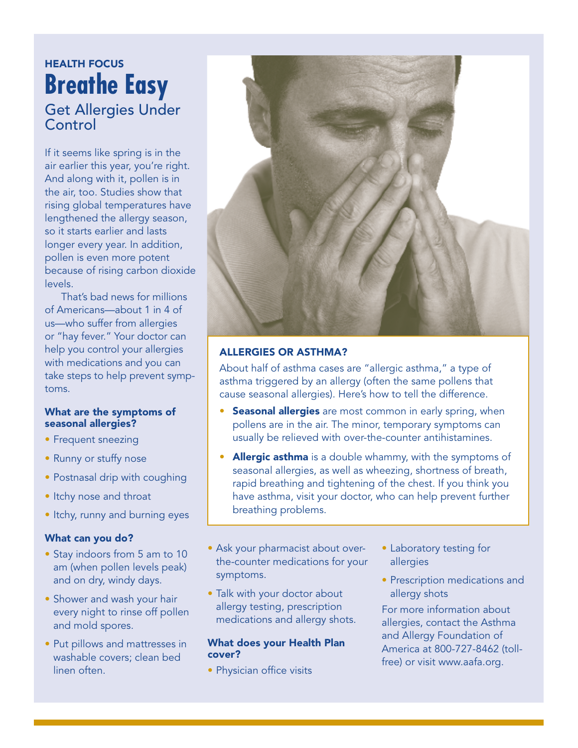HEALTH FOCUS

# Breathe Easy

## Get Allergies Under Control

If it seems like spring is in the air earlier this year, you're right. And along with it, pollen is in the air, too. Studies show that rising global temperatures have lengthened the allergy season, so it starts earlier and lasts longer every year. In addition, pollen is even more potent because of rising carbon dioxide levels.

That's bad news for millions of Americans—about 1 in 4 of us—who suffer from allergies or "hay fever." Your doctor can help you control your allergies with medications and you can take steps to help prevent symptoms.

### What are the symptoms of seasonal allergies?

- Frequent sneezing
- Runny or stuffy nose
- Postnasal drip with coughing
- Itchy nose and throat
- Itchy, runny and burning eyes

### What can you do?

- Stay indoors from 5 am to 10 am (when pollen levels peak) and on dry, windy days.
- Shower and wash your hair every night to rinse off pollen and mold spores.
- Put pillows and mattresses in washable covers; clean bed linen often.
- Ask your pharmacist about over-the-counter medications for your symptoms.
- Talk with your doctor about allergy testing, prescription medications and allergy shots.

### What does your Health Plan cover?

- Physician office visits
- Laboratory testing for allergies
- Prescription medications and allergy shots

For more information about allergies, contact the Asthma and Allergy Foundation of America at 800-727-8462 (toll-free) or visit www.aafa.org.

### ALLERGIES OR ASTHMA?

About half of asthma cases are "allergic asthma," a type of asthma triggered by an allergy (often the same pollens that cause seasonal allergies). Here's how to tell the difference.

- **Seasonal allergies** are most common in early spring, when pollens are in the air. The minor, temporary symptoms can usually be relieved with over-the-counter antihistamines.
- **Allergic asthma** is a double whammy, with the symptoms of seasonal allergies, as well as wheezing, shortness of breath, rapid breathing and tightening of the chest. If you think you have asthma, visit your doctor, who can help prevent further breathing problems.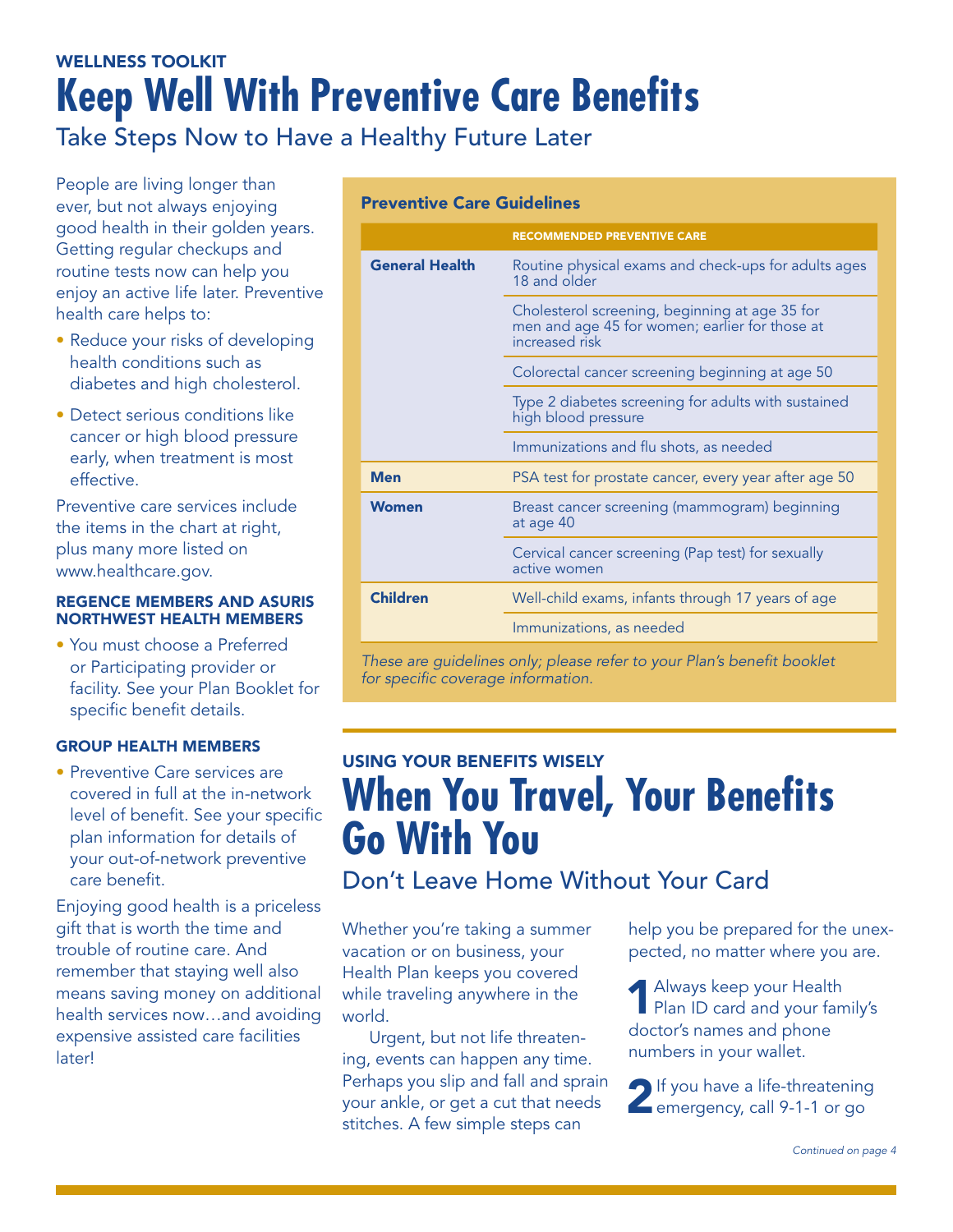WELLNESS TOOLKIT

# Keep Well With Preventive Care Benefits

## Take Steps Now to Have a Healthy Future Later

People are living longer than ever, but not always enjoying good health in their golden years. Getting regular checkups and routine tests now can help you enjoy an active life later. Preventive health care helps to:

- Reduce your risks of developing health conditions such as diabetes and high cholesterol.
- Detect serious conditions like cancer or high blood pressure early, when treatment is most effective.

Preventive care services include the items in the chart at right, plus many more listed on www.healthcare.gov.

### REGENCE MEMBERS AND ASURIS NORTHWEST HEALTH MEMBERS

- You must choose a Preferred or Participating provider or facility. See your Plan Booklet for specific benefit details.

### GROUP HEALTH MEMBERS

- Preventive Care services are covered in full at the in-network level of benefit. See your specific plan information for details of your out-of-network preventive care benefit.

Enjoying good health is a priceless gift that is worth the time and trouble of routine care. And remember that staying well also means saving money on additional health services now…and avoiding expensive assisted care facilities later!

### Preventive Care Guidelines

| | RECOMMENDED PREVENTIVE CARE |
|---|---|
| **General Health** | Routine physical exams and check-ups for adults ages 18 and older |
| | Cholesterol screening, beginning at age 35 for men and age 45 for women; earlier for those at increased risk |
| | Colorectal cancer screening beginning at age 50 |
| | Type 2 diabetes screening for adults with sustained high blood pressure |
| | Immunizations and flu shots, as needed |
| **Men** | PSA test for prostate cancer, every year after age 50 |
| **Women** | Breast cancer screening (mammogram) beginning at age 40 |
| | Cervical cancer screening (Pap test) for sexually active women |
| **Children** | Well-child exams, infants through 17 years of age |
| | Immunizations, as needed |

*These are guidelines only; please refer to your Plan's benefit booklet for specific coverage information.*

USING YOUR BENEFITS WISELY

# When You Travel, Your Benefits Go With You

## Don't Leave Home Without Your Card

Whether you're taking a summer vacation or on business, your Health Plan keeps you covered while traveling anywhere in the world.

Urgent, but not life threatening, events can happen any time. Perhaps you slip and fall and sprain your ankle, or get a cut that needs stitches. A few simple steps can help you be prepared for the unexpected, no matter where you are.

**1** Always keep your Health Plan ID card and your family's doctor's names and phone numbers in your wallet.

**2** If you have a life-threatening emergency, call 9-1-1 or go

*Continued on page 4*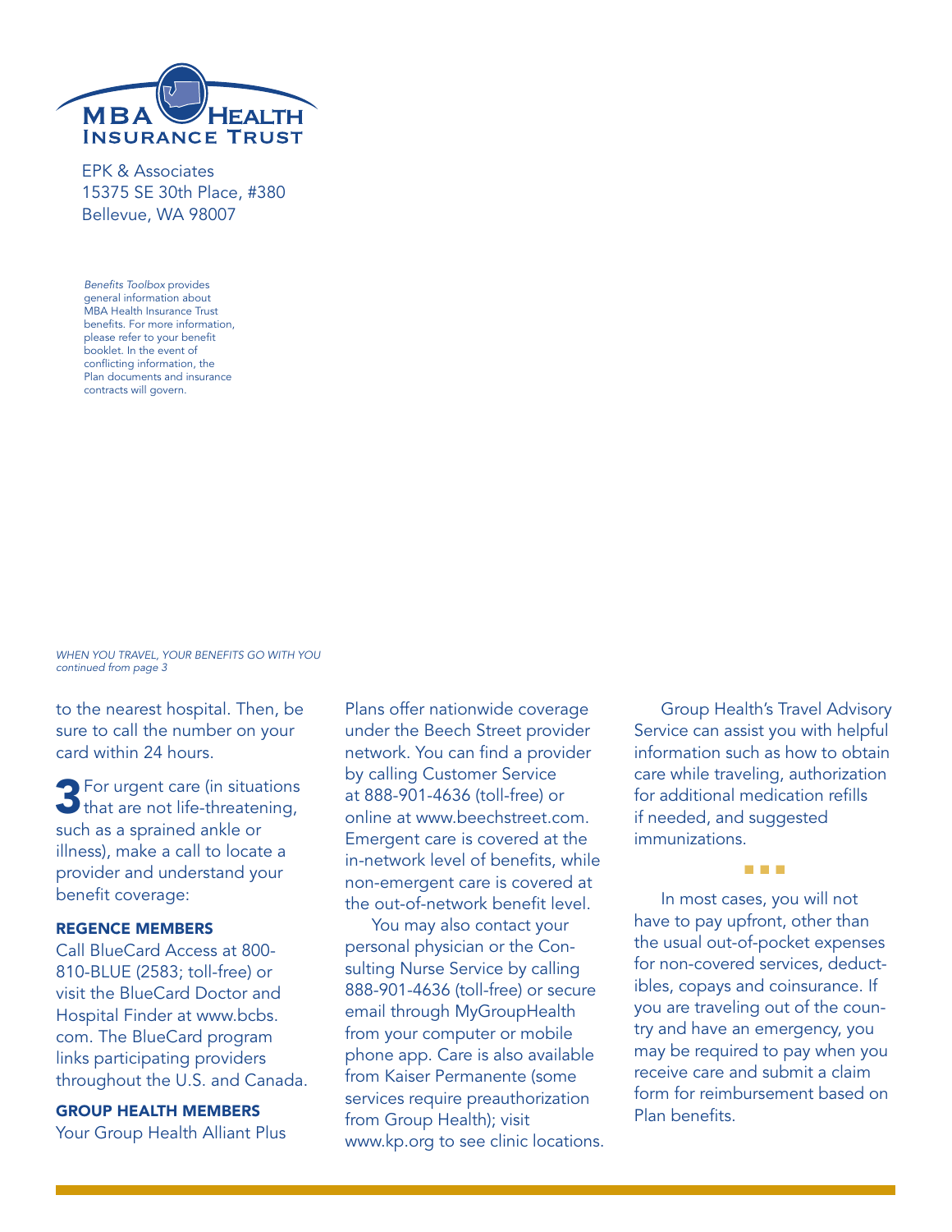MBA Health Insurance Trust

EPK & Associates
15375 SE 30th Place, #380
Bellevue, WA 98007

*Benefits Toolbox* provides general information about MBA Health Insurance Trust benefits. For more information, please refer to your benefit booklet. In the event of conflicting information, the Plan documents and insurance contracts will govern.

*WHEN YOU TRAVEL, YOUR BENEFITS GO WITH YOU*
*continued from page 3*

to the nearest hospital. Then, be sure to call the number on your card within 24 hours.

**3** For urgent care (in situations that are not life-threatening, such as a sprained ankle or illness), make a call to locate a provider and understand your benefit coverage:

**REGENCE MEMBERS**

Call BlueCard Access at 800-810-BLUE (2583; toll-free) or visit the BlueCard Doctor and Hospital Finder at www.bcbs.com. The BlueCard program links participating providers throughout the U.S. and Canada.

**GROUP HEALTH MEMBERS**

Your Group Health Alliant Plus Plans offer nationwide coverage under the Beech Street provider network. You can find a provider by calling Customer Service at 888-901-4636 (toll-free) or online at www.beechstreet.com. Emergent care is covered at the in-network level of benefits, while non-emergent care is covered at the out-of-network benefit level.

You may also contact your personal physician or the Consulting Nurse Service by calling 888-901-4636 (toll-free) or secure email through MyGroupHealth from your computer or mobile phone app. Care is also available from Kaiser Permanente (some services require preauthorization from Group Health); visit www.kp.org to see clinic locations.

Group Health's Travel Advisory Service can assist you with helpful information such as how to obtain care while traveling, authorization for additional medication refills if needed, and suggested immunizations.

■ ■ ■

In most cases, you will not have to pay upfront, other than the usual out-of-pocket expenses for non-covered services, deductibles, copays and coinsurance. If you are traveling out of the country and have an emergency, you may be required to pay when you receive care and submit a claim form for reimbursement based on Plan benefits.